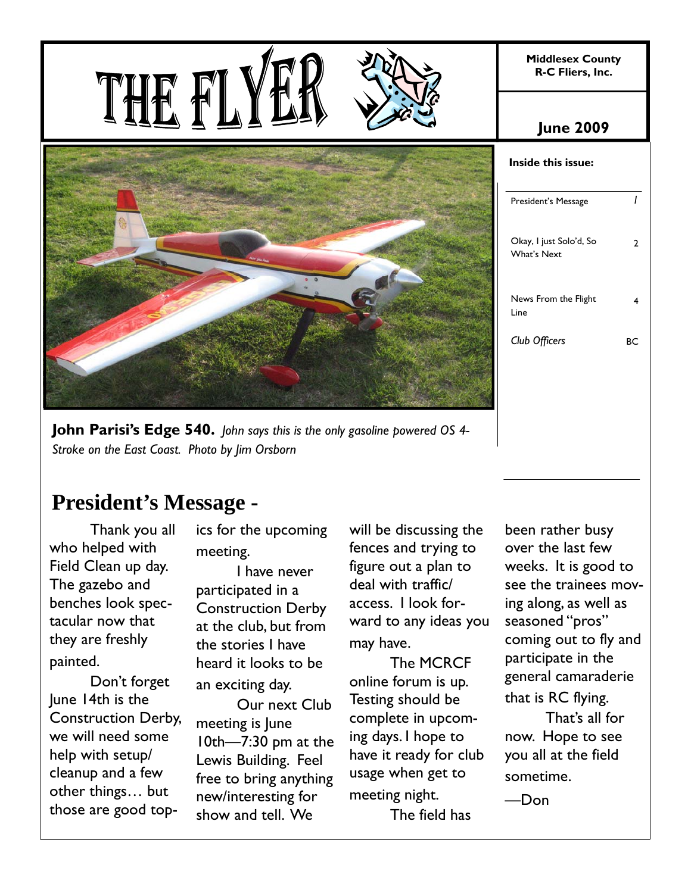# THE FLYER

**Middlesex County R-C Fliers, Inc.**

**June 2009**

**Inside this issue:**

| | |
|---|---|
| President's Message | 1 |
| Okay, I just Solo'd, So What's Next | 2 |
| News From the Flight Line | 4 |
| *Club Officers* | BC |

**John Parisi's Edge 540.** *John says this is the only gasoline powered OS 4-Stroke on the East Coast. Photo by Jim Orsborn*

## President's Message -

Thank you all who helped with Field Clean up day. The gazebo and benches look spectacular now that they are freshly painted.

Don't forget June 14th is the Construction Derby, we will need some help with setup/cleanup and a few other things… but those are good topics for the upcoming meeting.

I have never participated in a Construction Derby at the club, but from the stories I have heard it looks to be an exciting day.

Our next Club meeting is June 10th—7:30 pm at the Lewis Building. Feel free to bring anything new/interesting for show and tell. We will be discussing the fences and trying to figure out a plan to deal with traffic/access. I look forward to any ideas you may have.

The MCRCF online forum is up. Testing should be complete in upcoming days. I hope to have it ready for club usage when get to meeting night.

The field has been rather busy over the last few weeks. It is good to see the trainees moving along, as well as seasoned "pros" coming out to fly and participate in the general camaraderie that is RC flying.

That's all for now. Hope to see you all at the field sometime.

—Don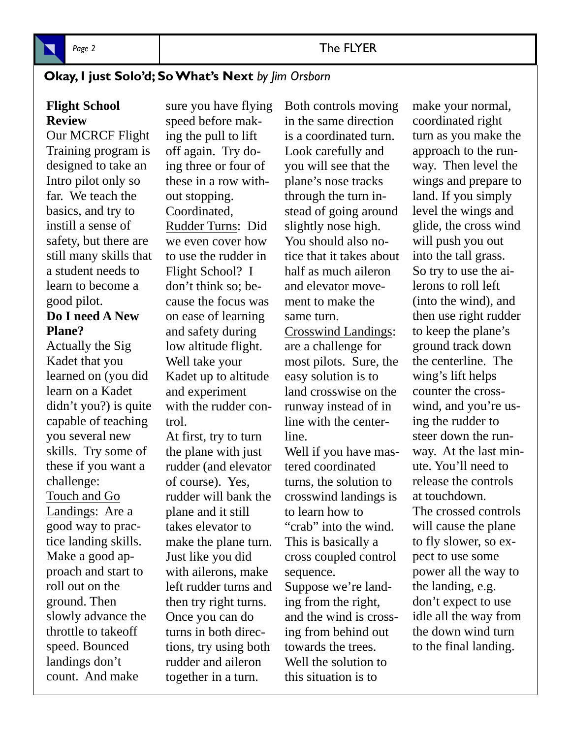## **Okay, I just Solo'd; So What's Next** *by Jim Orsborn*

**Flight School Review**

Our MCRCF Flight Training program is designed to take an Intro pilot only so far. We teach the basics, and try to instill a sense of safety, but there are still many skills that a student needs to learn to become a good pilot.

**Do I need A New Plane?**

Actually the Sig Kadet that you learned on (you did learn on a Kadet didn't you?) is quite capable of teaching you several new skills. Try some of these if you want a challenge:

Touch and Go Landings: Are a good way to practice landing skills. Make a good approach and start to roll out on the ground. Then slowly advance the throttle to takeoff speed. Bounced landings don't count. And make sure you have flying speed before making the pull to lift off again. Try doing three or four of these in a row without stopping.

Coordinated, Rudder Turns: Did we even cover how to use the rudder in Flight School? I don't think so; because the focus was on ease of learning and safety during low altitude flight. Well take your Kadet up to altitude and experiment with the rudder control.

At first, try to turn the plane with just rudder (and elevator of course). Yes, rudder will bank the plane and it still takes elevator to make the plane turn. Just like you did with ailerons, make left rudder turns and then try right turns. Once you can do turns in both directions, try using both rudder and aileron together in a turn. Both controls moving in the same direction is a coordinated turn. Look carefully and you will see that the plane's nose tracks through the turn instead of going around slightly nose high. You should also notice that it takes about half as much aileron and elevator movement to make the same turn.

Crosswind Landings: are a challenge for most pilots. Sure, the easy solution is to land crosswise on the runway instead of in line with the centerline.

Well if you have mastered coordinated turns, the solution to crosswind landings is to learn how to "crab" into the wind. This is basically a cross coupled control sequence.

Suppose we're landing from the right, and the wind is crossing from behind out towards the trees. Well the solution to this situation is to make your normal, coordinated right turn as you make the approach to the runway. Then level the wings and prepare to land. If you simply level the wings and glide, the cross wind will push you out into the tall grass. So try to use the ailerons to roll left (into the wind), and then use right rudder to keep the plane's ground track down the centerline. The wing's lift helps counter the crosswind, and you're using the rudder to steer down the runway. At the last minute. You'll need to release the controls at touchdown.

The crossed controls will cause the plane to fly slower, so expect to use some power all the way to the landing, e.g. don't expect to use idle all the way from the down wind turn to the final landing.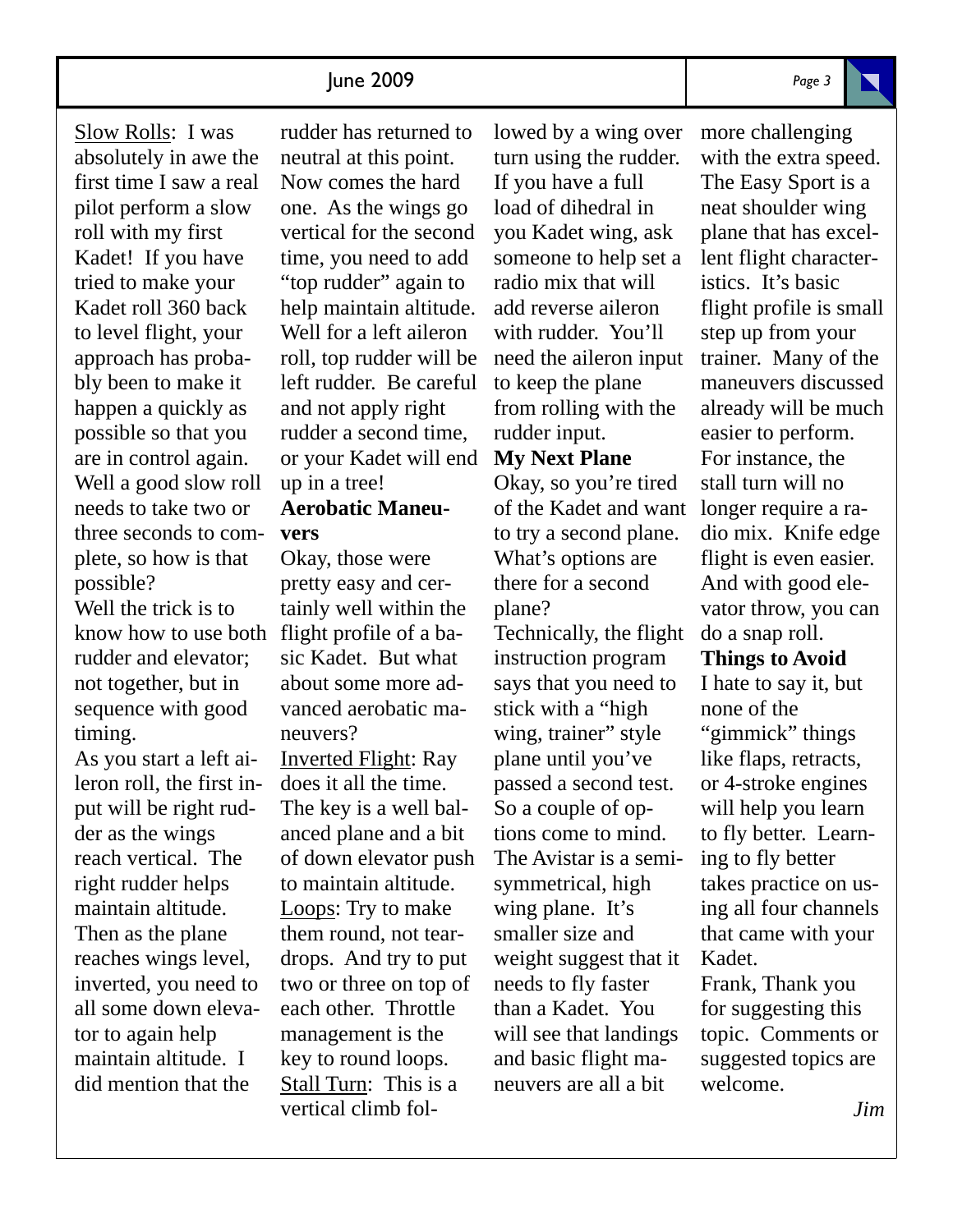Slow Rolls: I was absolutely in awe the first time I saw a real pilot perform a slow roll with my first Kadet! If you have tried to make your Kadet roll 360 back to level flight, your approach has probably been to make it happen a quickly as possible so that you are in control again. Well a good slow roll needs to take two or three seconds to complete, so how is that possible?

Well the trick is to know how to use both rudder and elevator; not together, but in sequence with good timing.

As you start a left aileron roll, the first input will be right rudder as the wings reach vertical. The right rudder helps maintain altitude. Then as the plane reaches wings level, inverted, you need to all some down elevator to again help maintain altitude. I did mention that the rudder has returned to neutral at this point. Now comes the hard one. As the wings go vertical for the second time, you need to add "top rudder" again to help maintain altitude. Well for a left aileron roll, top rudder will be left rudder. Be careful and not apply right rudder a second time, or your Kadet will end up in a tree!

**Aerobatic Maneuvers**

Okay, those were pretty easy and certainly well within the flight profile of a basic Kadet. But what about some more advanced aerobatic maneuvers?

Inverted Flight: Ray does it all the time. The key is a well balanced plane and a bit of down elevator push to maintain altitude.

Loops: Try to make them round, not teardrops. And try to put two or three on top of each other. Throttle management is the key to round loops.

Stall Turn: This is a vertical climb followed by a wing over turn using the rudder. If you have a full load of dihedral in you Kadet wing, ask someone to help set a radio mix that will add reverse aileron with rudder. You'll need the aileron input to keep the plane from rolling with the rudder input.

**My Next Plane**

Okay, so you're tired of the Kadet and want to try a second plane. What's options are there for a second plane?

Technically, the flight instruction program says that you need to stick with a "high wing, trainer" style plane until you've passed a second test. So a couple of options come to mind. The Avistar is a semi-symmetrical, high wing plane. It's smaller size and weight suggest that it needs to fly faster than a Kadet. You will see that landings and basic flight maneuvers are all a bit more challenging with the extra speed. The Easy Sport is a neat shoulder wing plane that has excellent flight characteristics. It's basic flight profile is small step up from your trainer. Many of the maneuvers discussed already will be much easier to perform. For instance, the stall turn will no longer require a radio mix. Knife edge flight is even easier. And with good elevator throw, you can do a snap roll.

**Things to Avoid**

I hate to say it, but none of the "gimmick" things like flaps, retracts, or 4-stroke engines will help you learn to fly better. Learning to fly better takes practice on using all four channels that came with your Kadet.

Frank, Thank you for suggesting this topic. Comments or suggested topics are welcome.

*Jim*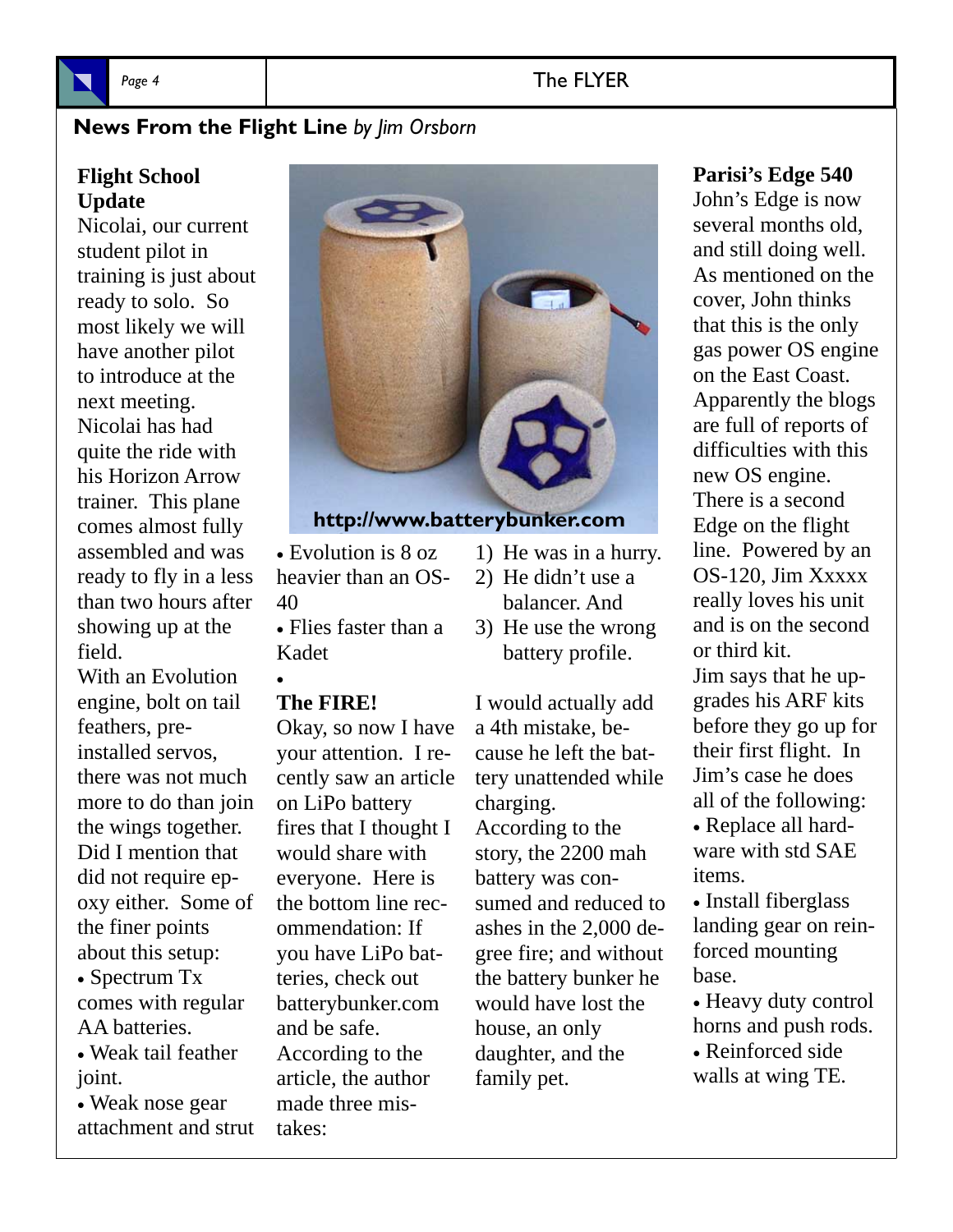## News From the Flight Line *by Jim Orsborn*

**Flight School Update**

Nicolai, our current student pilot in training is just about ready to solo. So most likely we will have another pilot to introduce at the next meeting. Nicolai has had quite the ride with his Horizon Arrow trainer. This plane comes almost fully assembled and was ready to fly in a less than two hours after showing up at the field.

With an Evolution engine, bolt on tail feathers, pre-installed servos, there was not much more to do than join the wings together. Did I mention that did not require epoxy either. Some of the finer points about this setup:

- Spectrum Tx comes with regular AA batteries.
- Weak tail feather joint.
- Weak nose gear attachment and strut
- Evolution is 8 oz heavier than an OS-40
- Flies faster than a Kadet

http://www.batterybunker.com

**The FIRE!**

Okay, so now I have your attention. I recently saw an article on LiPo battery fires that I thought I would share with everyone. Here is the bottom line recommendation: If you have LiPo batteries, check out batterybunker.com and be safe. According to the article, the author made three mistakes:

1) He was in a hurry.
2) He didn't use a balancer. And
3) He use the wrong battery profile.

I would actually add a 4th mistake, because he left the battery unattended while charging.

According to the story, the 2200 mah battery was consumed and reduced to ashes in the 2,000 degree fire; and without the battery bunker he would have lost the house, an only daughter, and the family pet.

**Parisi's Edge 540**

John's Edge is now several months old, and still doing well. As mentioned on the cover, John thinks that this is the only gas power OS engine on the East Coast. Apparently the blogs are full of reports of difficulties with this new OS engine.

There is a second Edge on the flight line. Powered by an OS-120, Jim Xxxxx really loves his unit and is on the second or third kit.

Jim says that he upgrades his ARF kits before they go up for their first flight. In Jim's case he does all of the following:

- Replace all hardware with std SAE items.
- Install fiberglass landing gear on reinforced mounting base.
- Heavy duty control horns and push rods.
- Reinforced side walls at wing TE.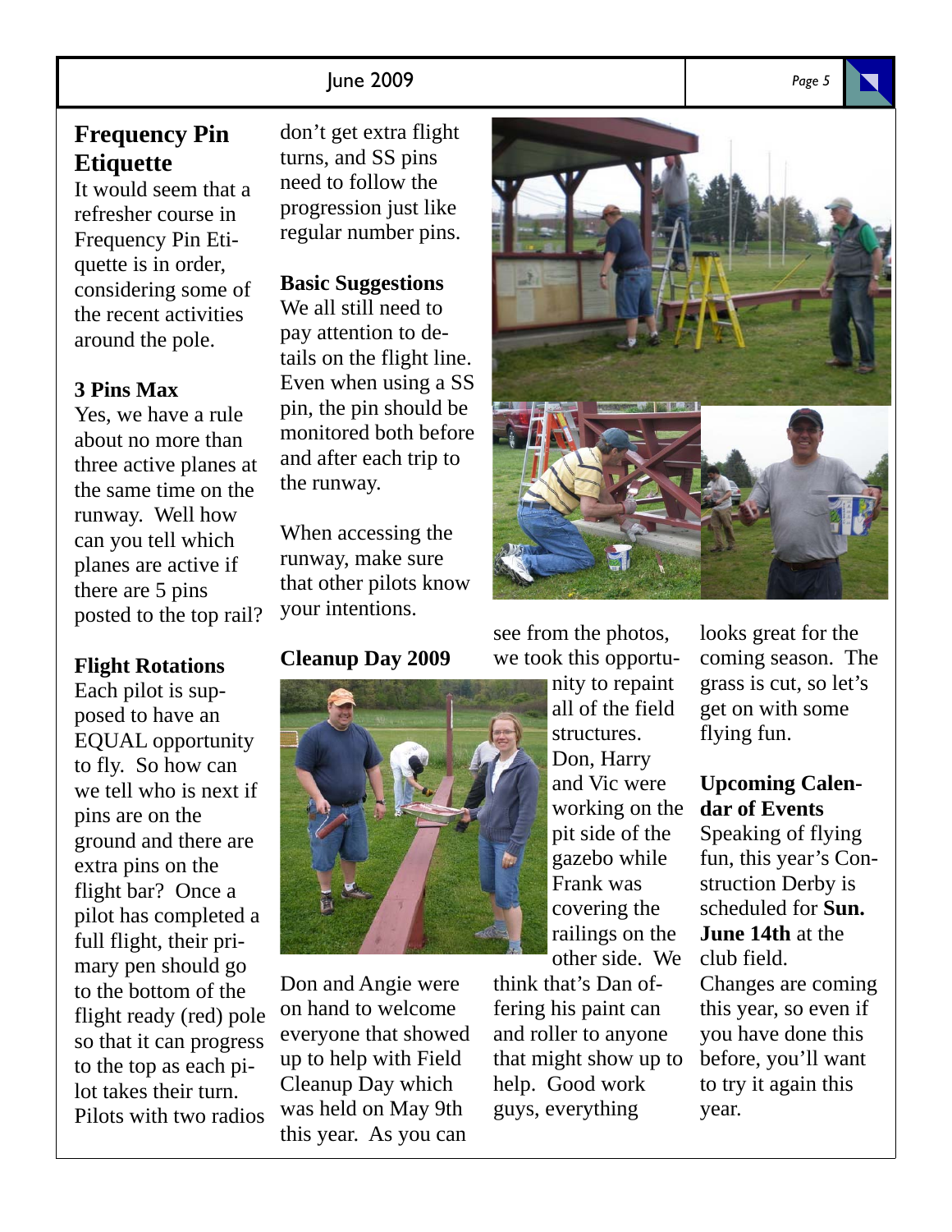## Frequency Pin Etiquette

It would seem that a refresher course in Frequency Pin Etiquette is in order, considering some of the recent activities around the pole.

### 3 Pins Max

Yes, we have a rule about no more than three active planes at the same time on the runway. Well how can you tell which planes are active if there are 5 pins posted to the top rail?

### Flight Rotations

Each pilot is supposed to have an EQUAL opportunity to fly. So how can we tell who is next if pins are on the ground and there are extra pins on the flight bar? Once a pilot has completed a full flight, their primary pen should go to the bottom of the flight ready (red) pole so that it can progress to the top as each pilot takes their turn. Pilots with two radios don't get extra flight turns, and SS pins need to follow the progression just like regular number pins.

### Basic Suggestions

We all still need to pay attention to details on the flight line. Even when using a SS pin, the pin should be monitored both before and after each trip to the runway.

When accessing the runway, make sure that other pilots know your intentions.

## Cleanup Day 2009

Don and Angie were on hand to welcome everyone that showed up to help with Field Cleanup Day which was held on May 9th this year. As you can see from the photos, we took this opportunity to repaint all of the field structures. Don, Harry and Vic were working on the pit side of the gazebo while Frank was covering the railings on the other side. We think that's Dan offering his paint can and roller to anyone that might show up to help. Good work guys, everything looks great for the coming season. The grass is cut, so let's get on with some flying fun.

## Upcoming Calendar of Events

Speaking of flying fun, this year's Construction Derby is scheduled for **Sun. June 14th** at the club field. Changes are coming this year, so even if you have done this before, you'll want to try it again this year.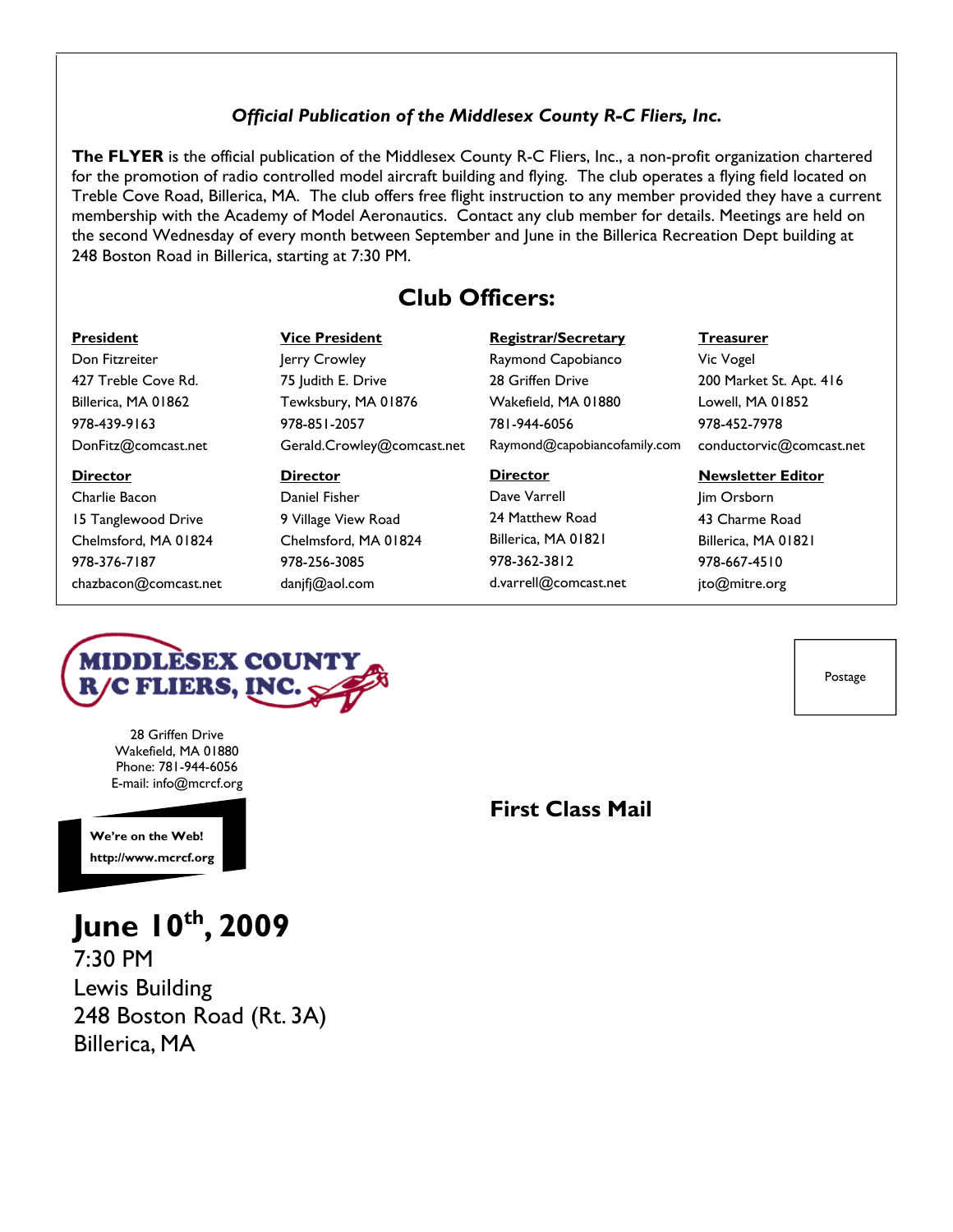*Official Publication of the Middlesex County R-C Fliers, Inc.*

**The FLYER** is the official publication of the Middlesex County R-C Fliers, Inc., a non-profit organization chartered for the promotion of radio controlled model aircraft building and flying. The club operates a flying field located on Treble Cove Road, Billerica, MA. The club offers free flight instruction to any member provided they have a current membership with the Academy of Model Aeronautics. Contact any club member for details. Meetings are held on the second Wednesday of every month between September and June in the Billerica Recreation Dept building at 248 Boston Road in Billerica, starting at 7:30 PM.

## Club Officers:

**President**
Don Fitzreiter
427 Treble Cove Rd.
Billerica, MA 01862
978-439-9163
DonFitz@comcast.net

**Vice President**
Jerry Crowley
75 Judith E. Drive
Tewksbury, MA 01876
978-851-2057
Gerald.Crowley@comcast.net

**Registrar/Secretary**
Raymond Capobianco
28 Griffen Drive
Wakefield, MA 01880
781-944-6056
Raymond@capobiancofamily.com

**Treasurer**
Vic Vogel
200 Market St. Apt. 416
Lowell, MA 01852
978-452-7978
conductorvic@comcast.net

**Director**
Charlie Bacon
15 Tanglewood Drive
Chelmsford, MA 01824
978-376-7187
chazbacon@comcast.net

**Director**
Daniel Fisher
9 Village View Road
Chelmsford, MA 01824
978-256-3085
danjfj@aol.com

**Director**
Dave Varrell
24 Matthew Road
Billerica, MA 01821
978-362-3812
d.varrell@comcast.net

**Newsletter Editor**
Jim Orsborn
43 Charme Road
Billerica, MA 01821
978-667-4510
jto@mitre.org

MIDDLESEX COUNTY R/C FLIERS, INC.

28 Griffen Drive
Wakefield, MA 01880
Phone: 781-944-6056
E-mail: info@mcrcf.org

**We're on the Web!**
**http://www.mcrcf.org**

Postage

**First Class Mail**

# June 10th, 2009

7:30 PM
Lewis Building
248 Boston Road (Rt. 3A)
Billerica, MA